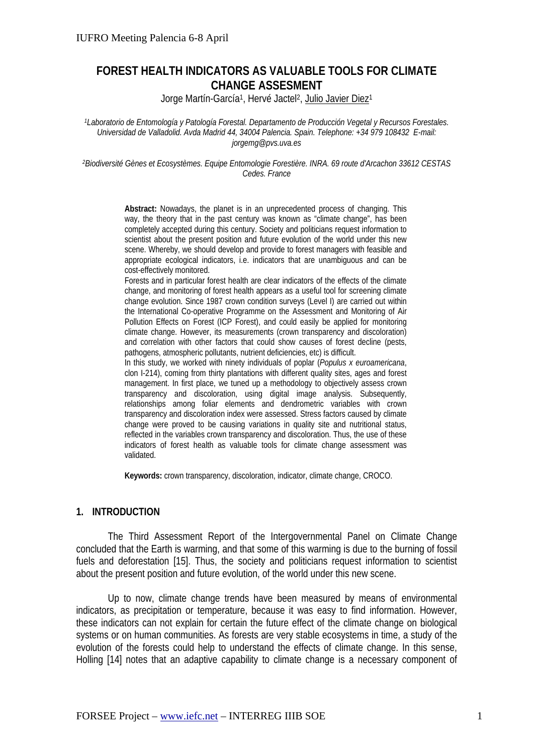# FOREST HEALTH INDICATORS AS VALUABLE TOOLS FOR CLIMATE CHANGE ASSESMENT

Jorge Martín-García[1], Hervé Jactel[2], Julio Javier Diez[1]

[1]*Laboratorio de Entomología y Patología Forestal. Departamento de Producción Vegetal y Recursos Forestales. Universidad de Valladolid. Avda Madrid 44, 34004 Palencia. Spain. Telephone: +34 979 108432 E-mail: jorgemg@pvs.uva.es*

[2]*Biodiversité Gènes et Ecosystèmes. Equipe Entomologie Forestière. INRA. 69 route d'Arcachon 33612 CESTAS Cedes. France*

**Abstract:** Nowadays, the planet is in an unprecedented process of changing. This way, the theory that in the past century was known as "climate change", has been completely accepted during this century. Society and politicians request information to scientist about the present position and future evolution of the world under this new scene. Whereby, we should develop and provide to forest managers with feasible and appropriate ecological indicators, i.e. indicators that are unambiguous and can be cost-effectively monitored.

Forests and in particular forest health are clear indicators of the effects of the climate change, and monitoring of forest health appears as a useful tool for screening climate change evolution. Since 1987 crown condition surveys (Level I) are carried out within the International Co-operative Programme on the Assessment and Monitoring of Air Pollution Effects on Forest (ICP Forest), and could easily be applied for monitoring climate change. However, its measurements (crown transparency and discoloration) and correlation with other factors that could show causes of forest decline (pests, pathogens, atmospheric pollutants, nutrient deficiencies, etc) is difficult.

In this study, we worked with ninety individuals of poplar (*Populus x euroamericana*, clon I-214), coming from thirty plantations with different quality sites, ages and forest management. In first place, we tuned up a methodology to objectively assess crown transparency and discoloration, using digital image analysis. Subsequently, relationships among foliar elements and dendrometric variables with crown transparency and discoloration index were assessed. Stress factors caused by climate change were proved to be causing variations in quality site and nutritional status, reflected in the variables crown transparency and discoloration. Thus, the use of these indicators of forest health as valuable tools for climate change assessment was validated.

**Keywords:** crown transparency, discoloration, indicator, climate change, CROCO.

## 1. INTRODUCTION

The Third Assessment Report of the Intergovernmental Panel on Climate Change concluded that the Earth is warming, and that some of this warming is due to the burning of fossil fuels and deforestation [15]. Thus, the society and politicians request information to scientist about the present position and future evolution, of the world under this new scene.

Up to now, climate change trends have been measured by means of environmental indicators, as precipitation or temperature, because it was easy to find information. However, these indicators can not explain for certain the future effect of the climate change on biological systems or on human communities. As forests are very stable ecosystems in time, a study of the evolution of the forests could help to understand the effects of climate change. In this sense, Holling [14] notes that an adaptive capability to climate change is a necessary component of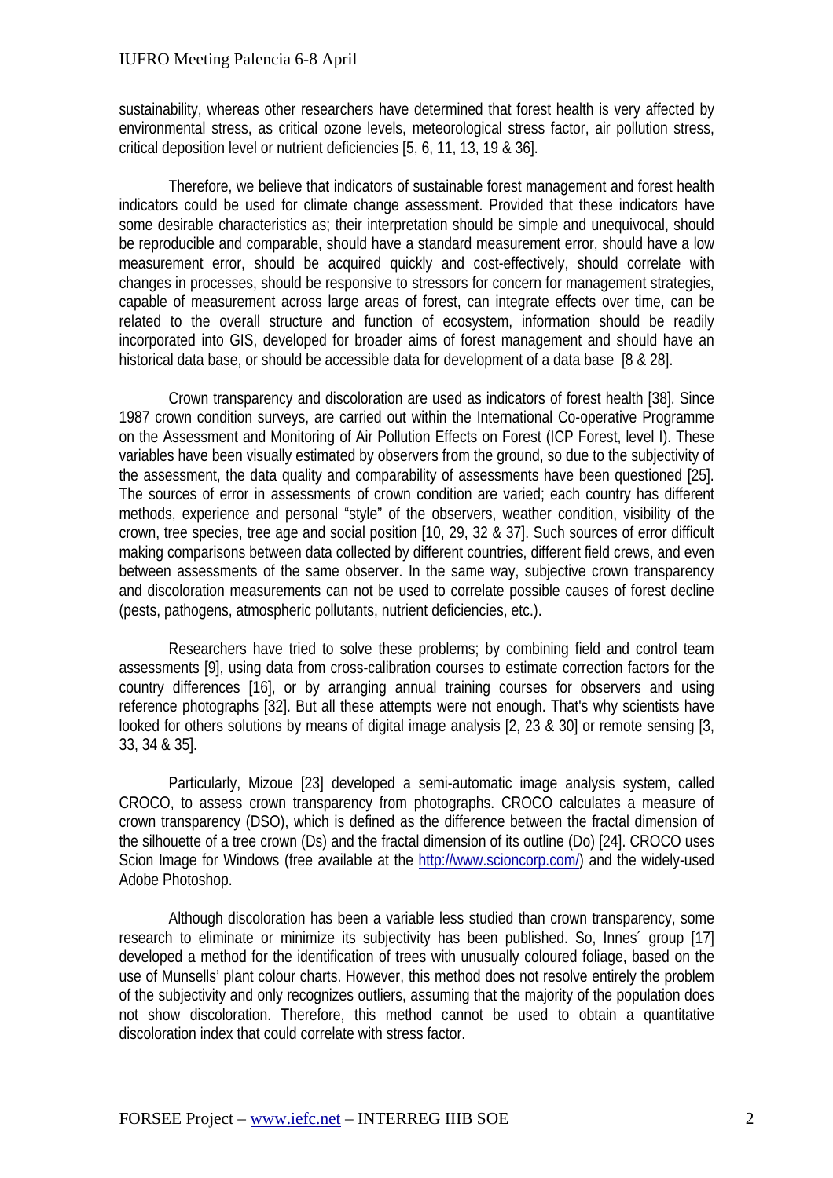sustainability, whereas other researchers have determined that forest health is very affected by environmental stress, as critical ozone levels, meteorological stress factor, air pollution stress, critical deposition level or nutrient deficiencies [5, 6, 11, 13, 19 & 36].

Therefore, we believe that indicators of sustainable forest management and forest health indicators could be used for climate change assessment. Provided that these indicators have some desirable characteristics as; their interpretation should be simple and unequivocal, should be reproducible and comparable, should have a standard measurement error, should have a low measurement error, should be acquired quickly and cost-effectively, should correlate with changes in processes, should be responsive to stressors for concern for management strategies, capable of measurement across large areas of forest, can integrate effects over time, can be related to the overall structure and function of ecosystem, information should be readily incorporated into GIS, developed for broader aims of forest management and should have an historical data base, or should be accessible data for development of a data base [8 & 28].

Crown transparency and discoloration are used as indicators of forest health [38]. Since 1987 crown condition surveys, are carried out within the International Co-operative Programme on the Assessment and Monitoring of Air Pollution Effects on Forest (ICP Forest, level I). These variables have been visually estimated by observers from the ground, so due to the subjectivity of the assessment, the data quality and comparability of assessments have been questioned [25]. The sources of error in assessments of crown condition are varied; each country has different methods, experience and personal "style" of the observers, weather condition, visibility of the crown, tree species, tree age and social position [10, 29, 32 & 37]. Such sources of error difficult making comparisons between data collected by different countries, different field crews, and even between assessments of the same observer. In the same way, subjective crown transparency and discoloration measurements can not be used to correlate possible causes of forest decline (pests, pathogens, atmospheric pollutants, nutrient deficiencies, etc.).

Researchers have tried to solve these problems; by combining field and control team assessments [9], using data from cross-calibration courses to estimate correction factors for the country differences [16], or by arranging annual training courses for observers and using reference photographs [32]. But all these attempts were not enough. That's why scientists have looked for others solutions by means of digital image analysis [2, 23 & 30] or remote sensing [3, 33, 34 & 35].

Particularly, Mizoue [23] developed a semi-automatic image analysis system, called CROCO, to assess crown transparency from photographs. CROCO calculates a measure of crown transparency (DSO), which is defined as the difference between the fractal dimension of the silhouette of a tree crown (Ds) and the fractal dimension of its outline (Do) [24]. CROCO uses Scion Image for Windows (free available at the http://www.scioncorp.com/) and the widely-used Adobe Photoshop.

Although discoloration has been a variable less studied than crown transparency, some research to eliminate or minimize its subjectivity has been published. So, Innes´ group [17] developed a method for the identification of trees with unusually coloured foliage, based on the use of Munsells' plant colour charts. However, this method does not resolve entirely the problem of the subjectivity and only recognizes outliers, assuming that the majority of the population does not show discoloration. Therefore, this method cannot be used to obtain a quantitative discoloration index that could correlate with stress factor.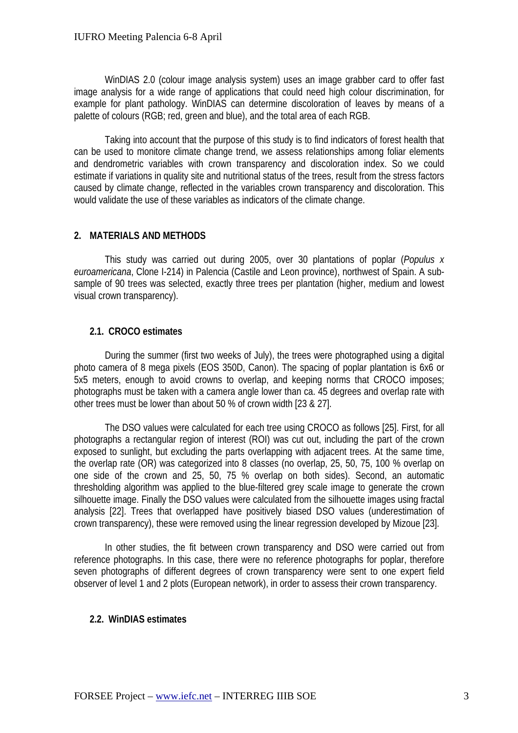WinDIAS 2.0 (colour image analysis system) uses an image grabber card to offer fast image analysis for a wide range of applications that could need high colour discrimination, for example for plant pathology. WinDIAS can determine discoloration of leaves by means of a palette of colours (RGB; red, green and blue), and the total area of each RGB.

Taking into account that the purpose of this study is to find indicators of forest health that can be used to monitore climate change trend, we assess relationships among foliar elements and dendrometric variables with crown transparency and discoloration index. So we could estimate if variations in quality site and nutritional status of the trees, result from the stress factors caused by climate change, reflected in the variables crown transparency and discoloration. This would validate the use of these variables as indicators of the climate change.

## 2. MATERIALS AND METHODS

This study was carried out during 2005, over 30 plantations of poplar (*Populus x euroamericana*, Clone I-214) in Palencia (Castile and Leon province), northwest of Spain. A sub-sample of 90 trees was selected, exactly three trees per plantation (higher, medium and lowest visual crown transparency).

### 2.1. CROCO estimates

During the summer (first two weeks of July), the trees were photographed using a digital photo camera of 8 mega pixels (EOS 350D, Canon). The spacing of poplar plantation is 6x6 or 5x5 meters, enough to avoid crowns to overlap, and keeping norms that CROCO imposes; photographs must be taken with a camera angle lower than ca. 45 degrees and overlap rate with other trees must be lower than about 50 % of crown width [23 & 27].

The DSO values were calculated for each tree using CROCO as follows [25]. First, for all photographs a rectangular region of interest (ROI) was cut out, including the part of the crown exposed to sunlight, but excluding the parts overlapping with adjacent trees. At the same time, the overlap rate (OR) was categorized into 8 classes (no overlap, 25, 50, 75, 100 % overlap on one side of the crown and 25, 50, 75 % overlap on both sides). Second, an automatic thresholding algorithm was applied to the blue-filtered grey scale image to generate the crown silhouette image. Finally the DSO values were calculated from the silhouette images using fractal analysis [22]. Trees that overlapped have positively biased DSO values (underestimation of crown transparency), these were removed using the linear regression developed by Mizoue [23].

In other studies, the fit between crown transparency and DSO were carried out from reference photographs. In this case, there were no reference photographs for poplar, therefore seven photographs of different degrees of crown transparency were sent to one expert field observer of level 1 and 2 plots (European network), in order to assess their crown transparency.

### 2.2. WinDIAS estimates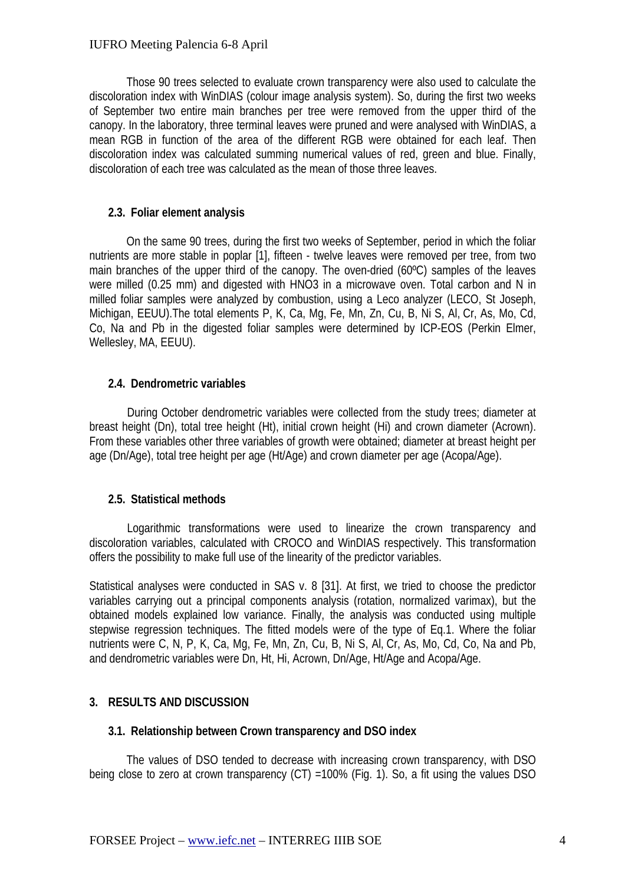Those 90 trees selected to evaluate crown transparency were also used to calculate the discoloration index with WinDIAS (colour image analysis system). So, during the first two weeks of September two entire main branches per tree were removed from the upper third of the canopy. In the laboratory, three terminal leaves were pruned and were analysed with WinDIAS, a mean RGB in function of the area of the different RGB were obtained for each leaf. Then discoloration index was calculated summing numerical values of red, green and blue. Finally, discoloration of each tree was calculated as the mean of those three leaves.

### 2.3. Foliar element analysis

On the same 90 trees, during the first two weeks of September, period in which the foliar nutrients are more stable in poplar [1], fifteen - twelve leaves were removed per tree, from two main branches of the upper third of the canopy. The oven-dried (60ºC) samples of the leaves were milled (0.25 mm) and digested with $HNO_3$ in a microwave oven. Total carbon and N in milled foliar samples were analyzed by combustion, using a Leco analyzer (LECO, St Joseph, Michigan, EEUU).The total elements P, K, Ca, Mg, Fe, Mn, Zn, Cu, B, Ni S, Al, Cr, As, Mo, Cd, Co, Na and Pb in the digested foliar samples were determined by ICP-EOS (Perkin Elmer, Wellesley, MA, EEUU).

### 2.4. Dendrometric variables

During October dendrometric variables were collected from the study trees; diameter at breast height (Dn), total tree height (Ht), initial crown height (Hi) and crown diameter (Acrown). From these variables other three variables of growth were obtained; diameter at breast height per age (Dn/Age), total tree height per age (Ht/Age) and crown diameter per age (Acopa/Age).

### 2.5. Statistical methods

Logarithmic transformations were used to linearize the crown transparency and discoloration variables, calculated with CROCO and WinDIAS respectively. This transformation offers the possibility to make full use of the linearity of the predictor variables.

Statistical analyses were conducted in SAS v. 8 [31]. At first, we tried to choose the predictor variables carrying out a principal components analysis (rotation, normalized varimax), but the obtained models explained low variance. Finally, the analysis was conducted using multiple stepwise regression techniques. The fitted models were of the type of Eq.1. Where the foliar nutrients were C, N, P, K, Ca, Mg, Fe, Mn, Zn, Cu, B, Ni S, Al, Cr, As, Mo, Cd, Co, Na and Pb, and dendrometric variables were Dn, Ht, Hi, Acrown, Dn/Age, Ht/Age and Acopa/Age.

## 3. RESULTS AND DISCUSSION

### 3.1. Relationship between Crown transparency and DSO index

The values of DSO tended to decrease with increasing crown transparency, with DSO being close to zero at crown transparency (CT) =100% (Fig. 1). So, a fit using the values DSO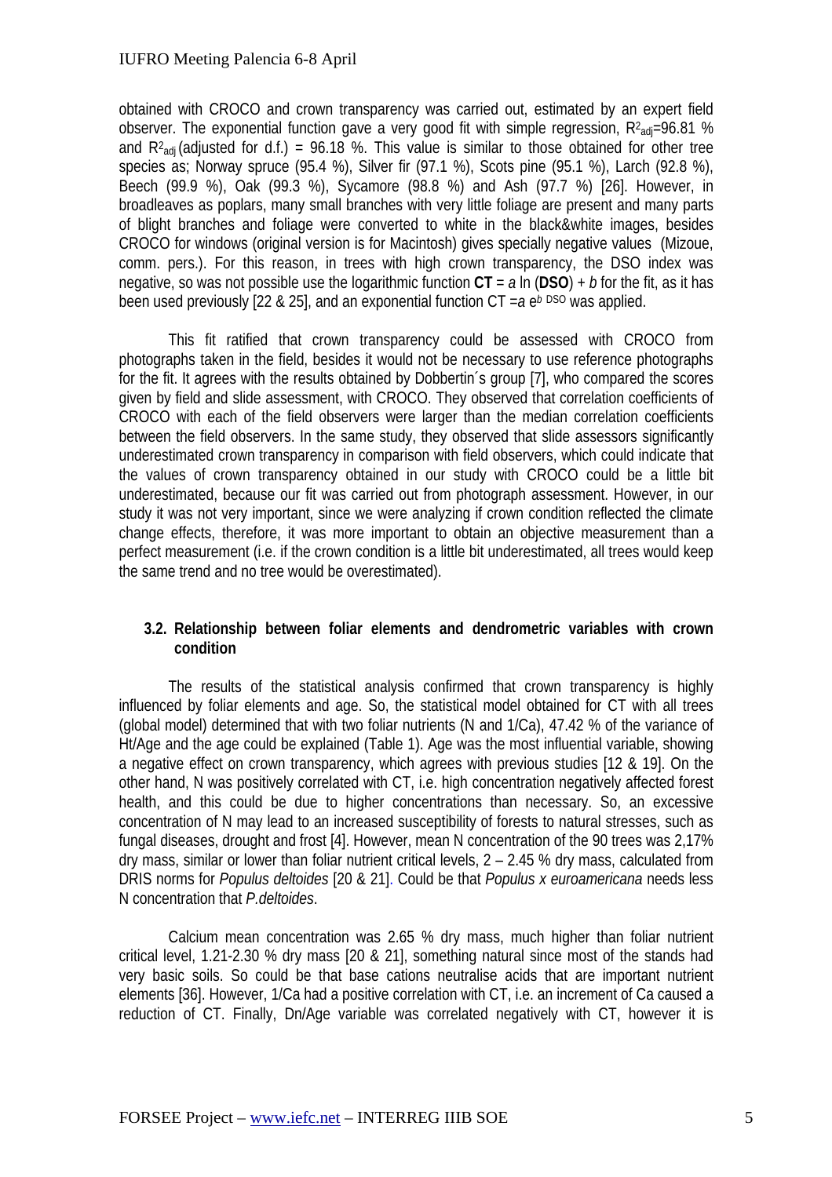obtained with CROCO and crown transparency was carried out, estimated by an expert field observer. The exponential function gave a very good fit with simple regression, $R^2_{adj}$=96.81 % and $R^2_{adj}$ (adjusted for d.f.) = 96.18 %. This value is similar to those obtained for other tree species as; Norway spruce (95.4 %), Silver fir (97.1 %), Scots pine (95.1 %), Larch (92.8 %), Beech (99.9 %), Oak (99.3 %), Sycamore (98.8 %) and Ash (97.7 %) [26]. However, in broadleaves as poplars, many small branches with very little foliage are present and many parts of blight branches and foliage were converted to white in the black&white images, besides CROCO for windows (original version is for Macintosh) gives specially negative values (Mizoue, comm. pers.). For this reason, in trees with high crown transparency, the DSO index was negative, so was not possible use the logarithmic function $\mathbf{CT} = a \ln(\mathbf{DSO}) + b$ for the fit, as it has been used previously [22 & 25], and an exponential function $CT = a\, e^{b\ DSO}$ was applied.

This fit ratified that crown transparency could be assessed with CROCO from photographs taken in the field, besides it would not be necessary to use reference photographs for the fit. It agrees with the results obtained by Dobbertin´s group [7], who compared the scores given by field and slide assessment, with CROCO. They observed that correlation coefficients of CROCO with each of the field observers were larger than the median correlation coefficients between the field observers. In the same study, they observed that slide assessors significantly underestimated crown transparency in comparison with field observers, which could indicate that the values of crown transparency obtained in our study with CROCO could be a little bit underestimated, because our fit was carried out from photograph assessment. However, in our study it was not very important, since we were analyzing if crown condition reflected the climate change effects, therefore, it was more important to obtain an objective measurement than a perfect measurement (i.e. if the crown condition is a little bit underestimated, all trees would keep the same trend and no tree would be overestimated).

### 3.2. Relationship between foliar elements and dendrometric variables with crown condition

The results of the statistical analysis confirmed that crown transparency is highly influenced by foliar elements and age. So, the statistical model obtained for CT with all trees (global model) determined that with two foliar nutrients (N and 1/Ca), 47.42 % of the variance of Ht/Age and the age could be explained (Table 1). Age was the most influential variable, showing a negative effect on crown transparency, which agrees with previous studies [12 & 19]. On the other hand, N was positively correlated with CT, i.e. high concentration negatively affected forest health, and this could be due to higher concentrations than necessary. So, an excessive concentration of N may lead to an increased susceptibility of forests to natural stresses, such as fungal diseases, drought and frost [4]. However, mean N concentration of the 90 trees was 2,17% dry mass, similar or lower than foliar nutrient critical levels, 2 – 2.45 % dry mass, calculated from DRIS norms for *Populus deltoides* [20 & 21]. Could be that *Populus x euroamericana* needs less N concentration that *P.deltoides*.

Calcium mean concentration was 2.65 % dry mass, much higher than foliar nutrient critical level, 1.21-2.30 % dry mass [20 & 21], something natural since most of the stands had very basic soils. So could be that base cations neutralise acids that are important nutrient elements [36]. However, 1/Ca had a positive correlation with CT, i.e. an increment of Ca caused a reduction of CT. Finally, Dn/Age variable was correlated negatively with CT, however it is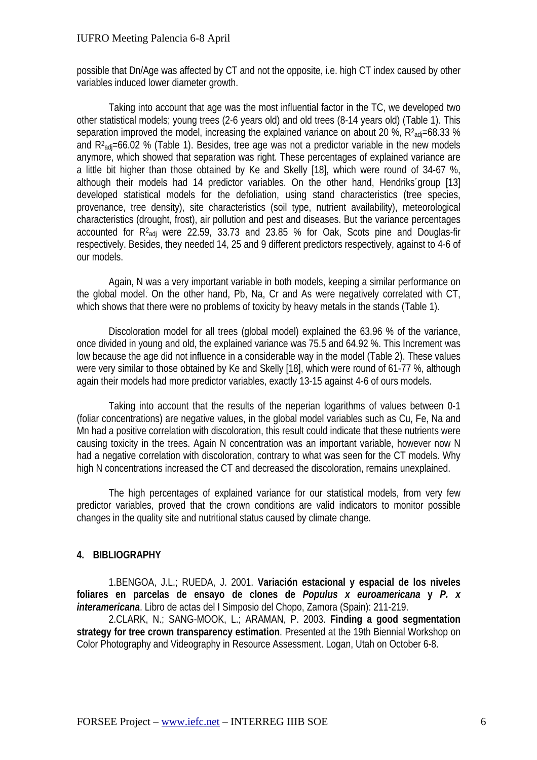possible that Dn/Age was affected by CT and not the opposite, i.e. high CT index caused by other variables induced lower diameter growth.

Taking into account that age was the most influential factor in the TC, we developed two other statistical models; young trees (2-6 years old) and old trees (8-14 years old) (Table 1). This separation improved the model, increasing the explained variance on about 20 %, $R^2_{adj}$=68.33 % and $R^2_{adj}$=66.02 % (Table 1). Besides, tree age was not a predictor variable in the new models anymore, which showed that separation was right. These percentages of explained variance are a little bit higher than those obtained by Ke and Skelly [18], which were round of 34-67 %, although their models had 14 predictor variables. On the other hand, Hendriks´group [13] developed statistical models for the defoliation, using stand characteristics (tree species, provenance, tree density), site characteristics (soil type, nutrient availability), meteorological characteristics (drought, frost), air pollution and pest and diseases. But the variance percentages accounted for $R^2_{adj}$ were 22.59, 33.73 and 23.85 % for Oak, Scots pine and Douglas-fir respectively. Besides, they needed 14, 25 and 9 different predictors respectively, against to 4-6 of our models.

Again, N was a very important variable in both models, keeping a similar performance on the global model. On the other hand, Pb, Na, Cr and As were negatively correlated with CT, which shows that there were no problems of toxicity by heavy metals in the stands (Table 1).

Discoloration model for all trees (global model) explained the 63.96 % of the variance, once divided in young and old, the explained variance was 75.5 and 64.92 %. This Increment was low because the age did not influence in a considerable way in the model (Table 2). These values were very similar to those obtained by Ke and Skelly [18], which were round of 61-77 %, although again their models had more predictor variables, exactly 13-15 against 4-6 of ours models.

Taking into account that the results of the neperian logarithms of values between 0-1 (foliar concentrations) are negative values, in the global model variables such as Cu, Fe, Na and Mn had a positive correlation with discoloration, this result could indicate that these nutrients were causing toxicity in the trees. Again N concentration was an important variable, however now N had a negative correlation with discoloration, contrary to what was seen for the CT models. Why high N concentrations increased the CT and decreased the discoloration, remains unexplained.

The high percentages of explained variance for our statistical models, from very few predictor variables, proved that the crown conditions are valid indicators to monitor possible changes in the quality site and nutritional status caused by climate change.

## 4. BIBLIOGRAPHY

1.BENGOA, J.L.; RUEDA, J. 2001. **Variación estacional y espacial de los niveles foliares en parcelas de ensayo de clones de *Populus x euroamericana* y *P. x interamericana***. Libro de actas del I Simposio del Chopo, Zamora (Spain): 211-219.

2.CLARK, N.; SANG-MOOK, L.; ARAMAN, P. 2003. **Finding a good segmentation strategy for tree crown transparency estimation**. Presented at the 19th Biennial Workshop on Color Photography and Videography in Resource Assessment. Logan, Utah on October 6-8.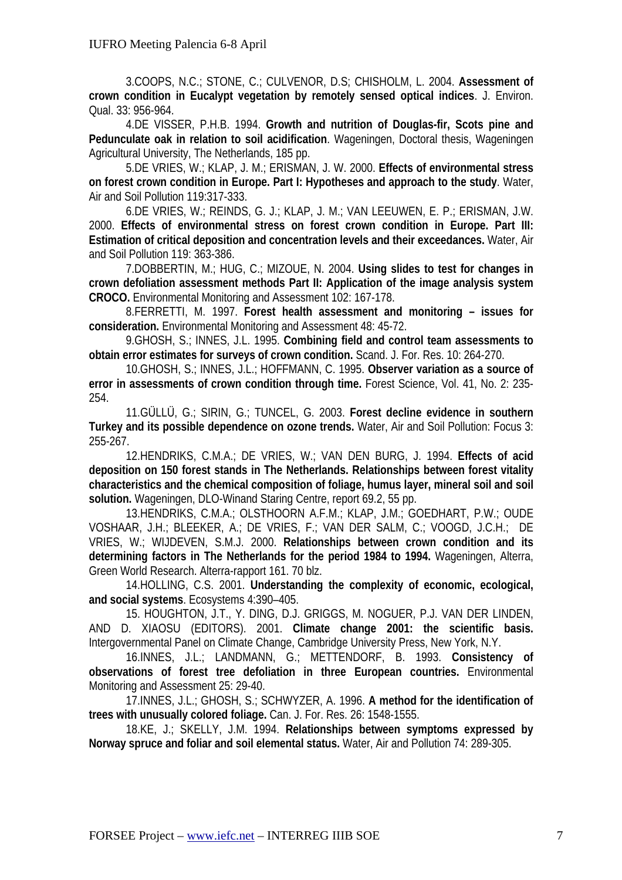3.COOPS, N.C.; STONE, C.; CULVENOR, D.S; CHISHOLM, L. 2004. **Assessment of crown condition in Eucalypt vegetation by remotely sensed optical indices**. J. Environ. Qual. 33: 956-964.

4.DE VISSER, P.H.B. 1994. **Growth and nutrition of Douglas-fir, Scots pine and Pedunculate oak in relation to soil acidification**. Wageningen, Doctoral thesis, Wageningen Agricultural University, The Netherlands, 185 pp.

5.DE VRIES, W.; KLAP, J. M.; ERISMAN, J. W. 2000. **Effects of environmental stress on forest crown condition in Europe. Part I: Hypotheses and approach to the study**. Water, Air and Soil Pollution 119:317-333.

6.DE VRIES, W.; REINDS, G. J.; KLAP, J. M.; VAN LEEUWEN, E. P.; ERISMAN, J.W. 2000. **Effects of environmental stress on forest crown condition in Europe. Part III: Estimation of critical deposition and concentration levels and their exceedances.** Water, Air and Soil Pollution 119: 363-386.

7.DOBBERTIN, M.; HUG, C.; MIZOUE, N. 2004. **Using slides to test for changes in crown defoliation assessment methods Part II: Application of the image analysis system CROCO.** Environmental Monitoring and Assessment 102: 167-178.

8.FERRETTI, M. 1997. **Forest health assessment and monitoring – issues for consideration.** Environmental Monitoring and Assessment 48: 45-72.

9.GHOSH, S.; INNES, J.L. 1995. **Combining field and control team assessments to obtain error estimates for surveys of crown condition.** Scand. J. For. Res. 10: 264-270.

10.GHOSH, S.; INNES, J.L.; HOFFMANN, C. 1995. **Observer variation as a source of error in assessments of crown condition through time.** Forest Science, Vol. 41, No. 2: 235-254.

11.GÜLLÜ, G.; SIRIN, G.; TUNCEL, G. 2003. **Forest decline evidence in southern Turkey and its possible dependence on ozone trends.** Water, Air and Soil Pollution: Focus 3: 255-267.

12.HENDRIKS, C.M.A.; DE VRIES, W.; VAN DEN BURG, J. 1994. **Effects of acid deposition on 150 forest stands in The Netherlands. Relationships between forest vitality characteristics and the chemical composition of foliage, humus layer, mineral soil and soil solution.** Wageningen, DLO-Winand Staring Centre, report 69.2, 55 pp.

13.HENDRIKS, C.M.A.; OLSTHOORN A.F.M.; KLAP, J.M.; GOEDHART, P.W.; OUDE VOSHAAR, J.H.; BLEEKER, A.; DE VRIES, F.; VAN DER SALM, C.; VOOGD, J.C.H.; DE VRIES, W.; WIJDEVEN, S.M.J. 2000. **Relationships between crown condition and its determining factors in The Netherlands for the period 1984 to 1994.** Wageningen, Alterra, Green World Research. Alterra-rapport 161. 70 blz.

14.HOLLING, C.S. 2001. **Understanding the complexity of economic, ecological, and social systems**. Ecosystems 4:390–405.

15. HOUGHTON, J.T., Y. DING, D.J. GRIGGS, M. NOGUER, P.J. VAN DER LINDEN, AND D. XIAOSU (EDITORS). 2001. **Climate change 2001: the scientific basis.** Intergovernmental Panel on Climate Change, Cambridge University Press, New York, N.Y.

16.INNES, J.L.; LANDMANN, G.; METTENDORF, B. 1993. **Consistency of observations of forest tree defoliation in three European countries.** Environmental Monitoring and Assessment 25: 29-40.

17.INNES, J.L.; GHOSH, S.; SCHWYZER, A. 1996. **A method for the identification of trees with unusually colored foliage.** Can. J. For. Res. 26: 1548-1555.

18.KE, J.; SKELLY, J.M. 1994. **Relationships between symptoms expressed by Norway spruce and foliar and soil elemental status.** Water, Air and Pollution 74: 289-305.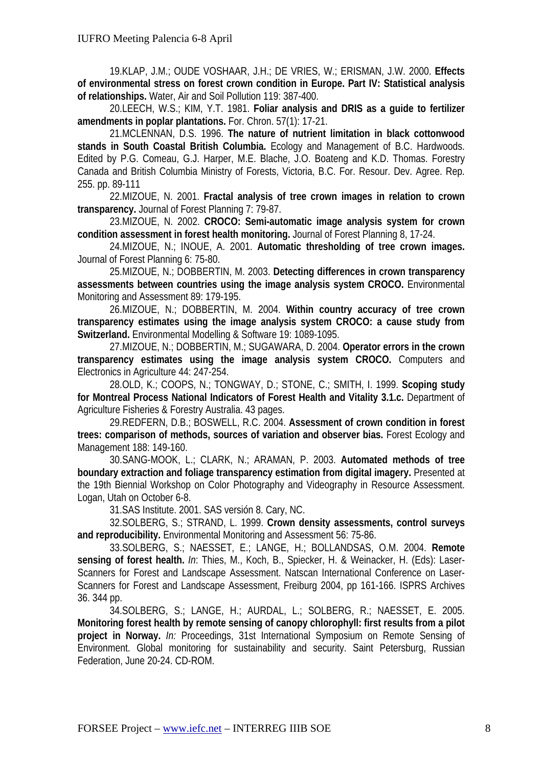19.KLAP, J.M.; OUDE VOSHAAR, J.H.; DE VRIES, W.; ERISMAN, J.W. 2000. **Effects of environmental stress on forest crown condition in Europe. Part IV: Statistical analysis of relationships.** Water, Air and Soil Pollution 119: 387-400.

20.LEECH, W.S.; KIM, Y.T. 1981. **Foliar analysis and DRIS as a guide to fertilizer amendments in poplar plantations.** For. Chron. 57(1): 17-21.

21.MCLENNAN, D.S. 1996. **The nature of nutrient limitation in black cottonwood stands in South Coastal British Columbia.** Ecology and Management of B.C. Hardwoods. Edited by P.G. Comeau, G.J. Harper, M.E. Blache, J.O. Boateng and K.D. Thomas. Forestry Canada and British Columbia Ministry of Forests, Victoria, B.C. For. Resour. Dev. Agree. Rep. 255. pp. 89-111

22.MIZOUE, N. 2001. **Fractal analysis of tree crown images in relation to crown transparency.** Journal of Forest Planning 7: 79-87.

23.MIZOUE, N. 2002. **CROCO: Semi-automatic image analysis system for crown condition assessment in forest health monitoring.** Journal of Forest Planning 8, 17-24.

24.MIZOUE, N.; INOUE, A. 2001. **Automatic thresholding of tree crown images.** Journal of Forest Planning 6: 75-80.

25.MIZOUE, N.; DOBBERTIN, M. 2003. **Detecting differences in crown transparency assessments between countries using the image analysis system CROCO.** Environmental Monitoring and Assessment 89: 179-195.

26.MIZOUE, N.; DOBBERTIN, M. 2004. **Within country accuracy of tree crown transparency estimates using the image analysis system CROCO: a cause study from Switzerland.** Environmental Modelling & Software 19: 1089-1095.

27.MIZOUE, N.; DOBBERTIN, M.; SUGAWARA, D. 2004. **Operator errors in the crown transparency estimates using the image analysis system CROCO.** Computers and Electronics in Agriculture 44: 247-254.

28.OLD, K.; COOPS, N.; TONGWAY, D.; STONE, C.; SMITH, I. 1999. **Scoping study for Montreal Process National Indicators of Forest Health and Vitality 3.1.c.** Department of Agriculture Fisheries & Forestry Australia. 43 pages.

29.REDFERN, D.B.; BOSWELL, R.C. 2004. **Assessment of crown condition in forest trees: comparison of methods, sources of variation and observer bias.** Forest Ecology and Management 188: 149-160.

30.SANG-MOOK, L.; CLARK, N.; ARAMAN, P. 2003. **Automated methods of tree boundary extraction and foliage transparency estimation from digital imagery.** Presented at the 19th Biennial Workshop on Color Photography and Videography in Resource Assessment. Logan, Utah on October 6-8.

31.SAS Institute. 2001. SAS versión 8. Cary, NC.

32.SOLBERG, S.; STRAND, L. 1999. **Crown density assessments, control surveys and reproducibility.** Environmental Monitoring and Assessment 56: 75-86.

33.SOLBERG, S.; NAESSET, E.; LANGE, H.; BOLLANDSAS, O.M. 2004. **Remote sensing of forest health.** *In*: Thies, M., Koch, B., Spiecker, H. & Weinacker, H. (Eds): Laser-Scanners for Forest and Landscape Assessment. Natscan International Conference on Laser-Scanners for Forest and Landscape Assessment, Freiburg 2004, pp 161-166. ISPRS Archives 36. 344 pp.

34.SOLBERG, S.; LANGE, H.; AURDAL, L.; SOLBERG, R.; NAESSET, E. 2005. **Monitoring forest health by remote sensing of canopy chlorophyll: first results from a pilot project in Norway.** *In:* Proceedings, 31st International Symposium on Remote Sensing of Environment. Global monitoring for sustainability and security. Saint Petersburg, Russian Federation, June 20-24. CD-ROM.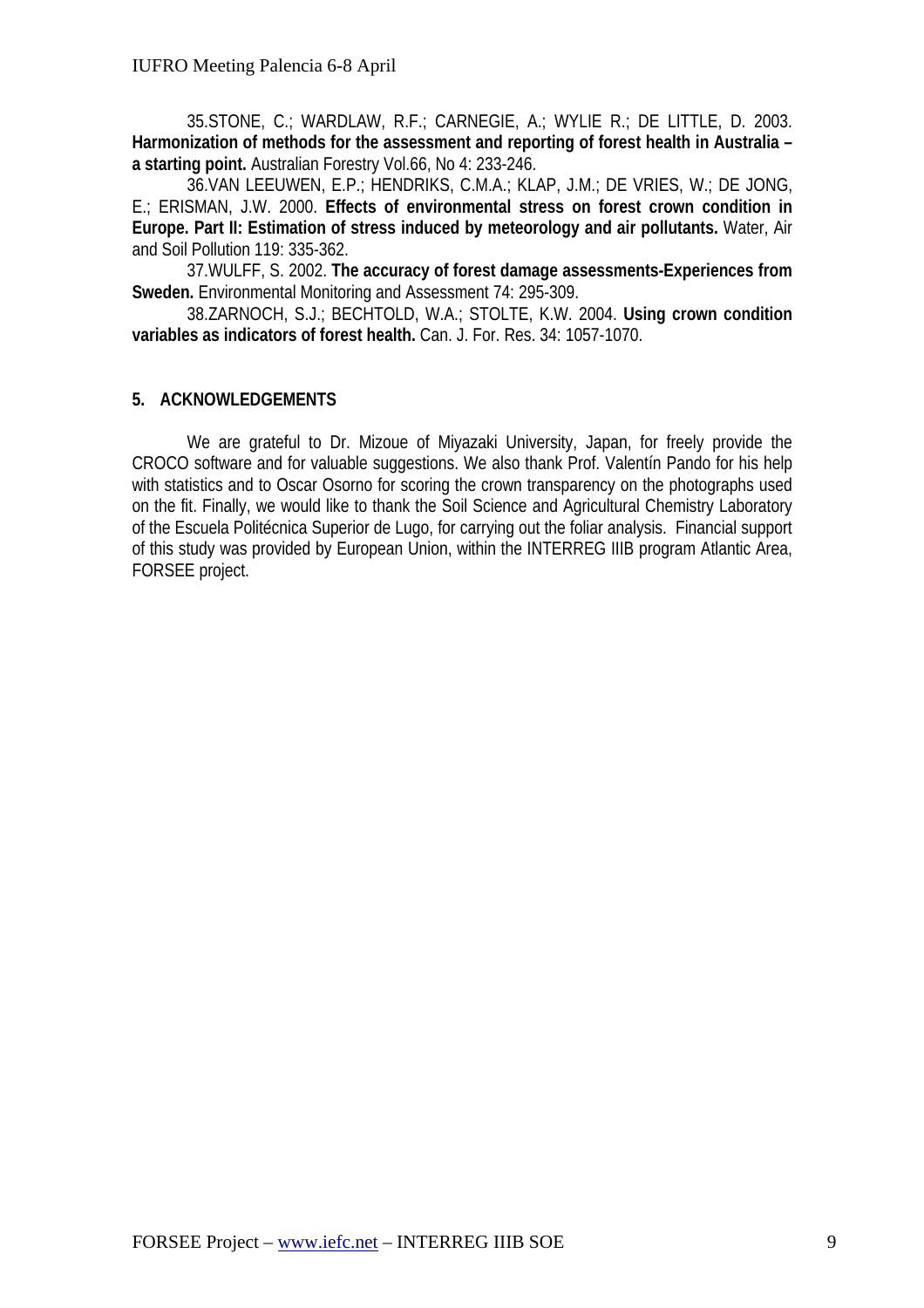35.STONE, C.; WARDLAW, R.F.; CARNEGIE, A.; WYLIE R.; DE LITTLE, D. 2003. **Harmonization of methods for the assessment and reporting of forest health in Australia – a starting point.** Australian Forestry Vol.66, No 4: 233-246.

36.VAN LEEUWEN, E.P.; HENDRIKS, C.M.A.; KLAP, J.M.; DE VRIES, W.; DE JONG, E.; ERISMAN, J.W. 2000. **Effects of environmental stress on forest crown condition in Europe. Part II: Estimation of stress induced by meteorology and air pollutants.** Water, Air and Soil Pollution 119: 335-362.

37.WULFF, S. 2002. **The accuracy of forest damage assessments-Experiences from Sweden.** Environmental Monitoring and Assessment 74: 295-309.

38.ZARNOCH, S.J.; BECHTOLD, W.A.; STOLTE, K.W. 2004. **Using crown condition variables as indicators of forest health.** Can. J. For. Res. 34: 1057-1070.

## 5. ACKNOWLEDGEMENTS

We are grateful to Dr. Mizoue of Miyazaki University, Japan, for freely provide the CROCO software and for valuable suggestions. We also thank Prof. Valentín Pando for his help with statistics and to Oscar Osorno for scoring the crown transparency on the photographs used on the fit. Finally, we would like to thank the Soil Science and Agricultural Chemistry Laboratory of the Escuela Politécnica Superior de Lugo, for carrying out the foliar analysis. Financial support of this study was provided by European Union, within the INTERREG IIIB program Atlantic Area, FORSEE project.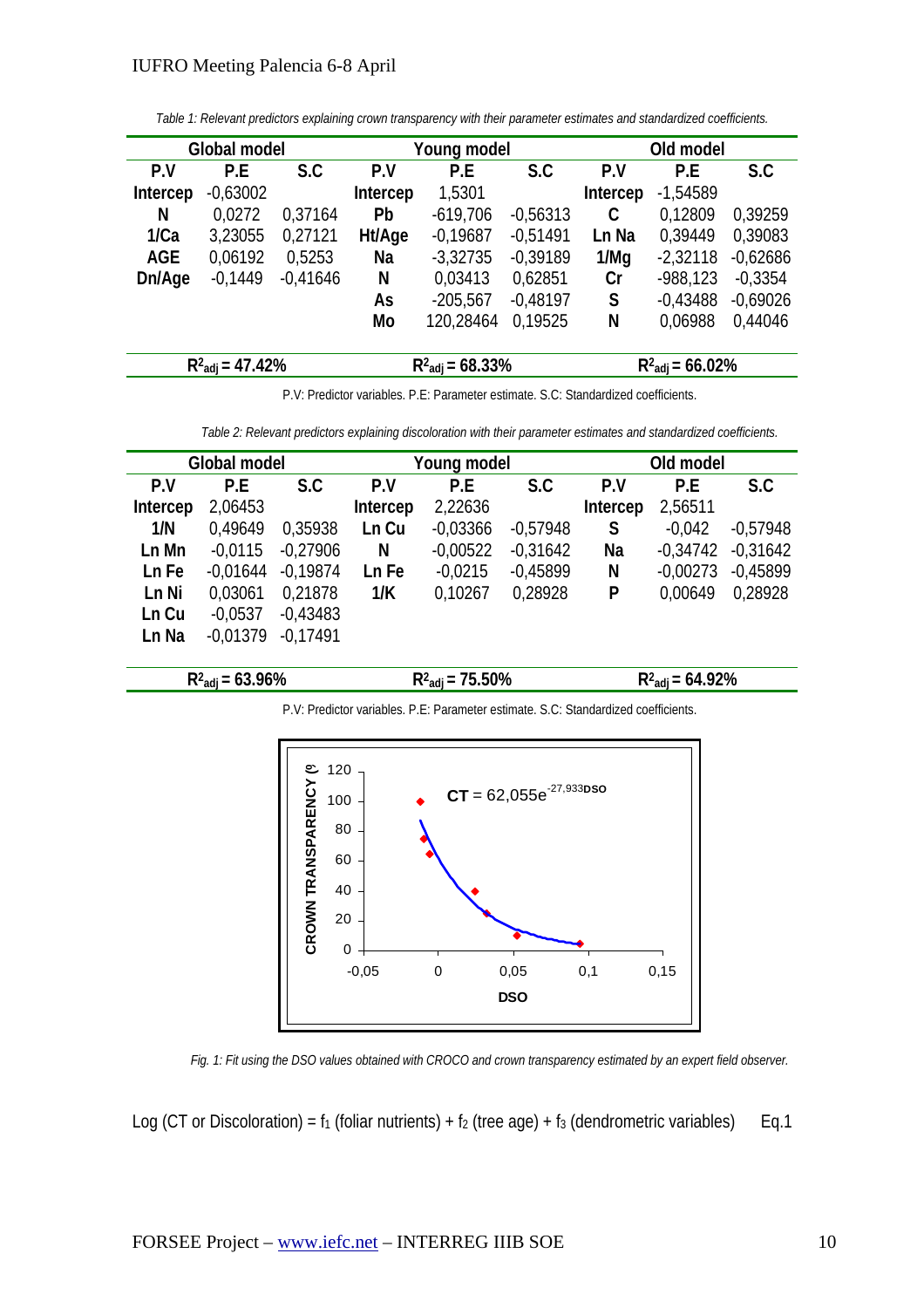*Table 1: Relevant predictors explaining crown transparency with their parameter estimates and standardized coefficients.*

| Global model | | | Young model | | | Old model | | |
|---|---|---|---|---|---|---|---|---|
| P.V | P.E | S.C | P.V | P.E | S.C | P.V | P.E | S.C |
| Intercep | -0,63002 | | Intercep | 1,5301 | | Intercep | -1,54589 | |
| N | 0,0272 | 0,37164 | Pb | -619,706 | -0,56313 | C | 0,12809 | 0,39259 |
| 1/Ca | 3,23055 | 0,27121 | Ht/Age | -0,19687 | -0,51491 | Ln Na | 0,39449 | 0,39083 |
| AGE | 0,06192 | 0,5253 | Na | -3,32735 | -0,39189 | 1/Mg | -2,32118 | -0,62686 |
| Dn/Age | -0,1449 | -0,41646 | N | 0,03413 | 0,62851 | Cr | -988,123 | -0,3354 |
| | | | As | -205,567 | -0,48197 | S | -0,43488 | -0,69026 |
| | | | Mo | 120,28464 | 0,19525 | N | 0,06988 | 0,44046 |
| $R^2_{adj}$ = 47.42% | | | $R^2_{adj}$ = 68.33% | | | $R^2_{adj}$ = 66.02% | | |

P.V: Predictor variables. P.E: Parameter estimate. S.C: Standardized coefficients.

*Table 2: Relevant predictors explaining discoloration with their parameter estimates and standardized coefficients.*

| Global model | | | Young model | | | Old model | | |
|---|---|---|---|---|---|---|---|---|
| P.V | P.E | S.C | P.V | P.E | S.C | P.V | P.E | S.C |
| Intercep | 2,06453 | | Intercep | 2,22636 | | Intercep | 2,56511 | |
| 1/N | 0,49649 | 0,35938 | Ln Cu | -0,03366 | -0,57948 | S | -0,042 | -0,57948 |
| Ln Mn | -0,0115 | -0,27906 | N | -0,00522 | -0,31642 | Na | -0,34742 | -0,31642 |
| Ln Fe | -0,01644 | -0,19874 | Ln Fe | -0,0215 | -0,45899 | N | -0,00273 | -0,45899 |
| Ln Ni | 0,03061 | 0,21878 | 1/K | 0,10267 | 0,28928 | P | 0,00649 | 0,28928 |
| Ln Cu | -0,0537 | -0,43483 | | | | | | |
| Ln Na | -0,01379 | -0,17491 | | | | | | |
| $R^2_{adj}$ = 63.96% | | | $R^2_{adj}$ = 75.50% | | | $R^2_{adj}$ = 64.92% | | |

P.V: Predictor variables. P.E: Parameter estimate. S.C: Standardized coefficients.

CROWN TRANSPARENCY (%)
120
100
80
60
40
20
0
-0,05
0
0,05
0,1
0,15
DSO
$CT = 62{,}055e^{-27{,}933DSO}$

*Fig. 1: Fit using the DSO values obtained with CROCO and crown transparency estimated by an expert field observer.*

$$\text{Log (CT or Discoloration)} = f_1 \text{ (foliar nutrients)} + f_2 \text{ (tree age)} + f_3 \text{ (dendrometric variables)} \qquad \text{Eq.1}$$